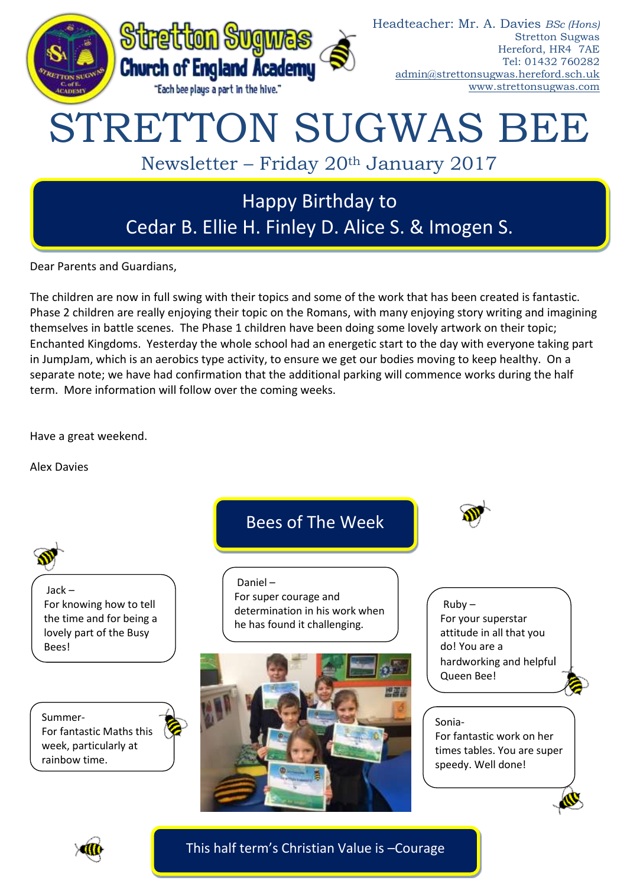Stretton Sugwas Church of England Academy

"Each bee plays a part in the hive."

Headteacher: Mr. A. Davies *BSc (Hons)*
Stretton Sugwas
Hereford, HR4 7AE
Tel: 01432 760282
admin@strettonsugwas.hereford.sch.uk
www.strettonsugwas.com

# STRETTON SUGWAS BEE

## Newsletter – Friday 20th January 2017

**Happy Birthday to**
**Cedar B. Ellie H. Finley D. Alice S. & Imogen S.**

Dear Parents and Guardians,

The children are now in full swing with their topics and some of the work that has been created is fantastic. Phase 2 children are really enjoying their topic on the Romans, with many enjoying story writing and imagining themselves in battle scenes. The Phase 1 children have been doing some lovely artwork on their topic; Enchanted Kingdoms. Yesterday the whole school had an energetic start to the day with everyone taking part in JumpJam, which is an aerobics type activity, to ensure we get our bodies moving to keep healthy. On a separate note; we have had confirmation that the additional parking will commence works during the half term. More information will follow over the coming weeks.

Have a great weekend.

Alex Davies

## Bees of The Week

Jack –
For knowing how to tell the time and for being a lovely part of the Busy Bees!

Daniel –
For super courage and determination in his work when he has found it challenging.

Ruby –
For your superstar attitude in all that you do! You are a hardworking and helpful Queen Bee!

Summer-
For fantastic Maths this week, particularly at rainbow time.

Sonia-
For fantastic work on her times tables. You are super speedy. Well done!

**This half term's Christian Value is –Courage**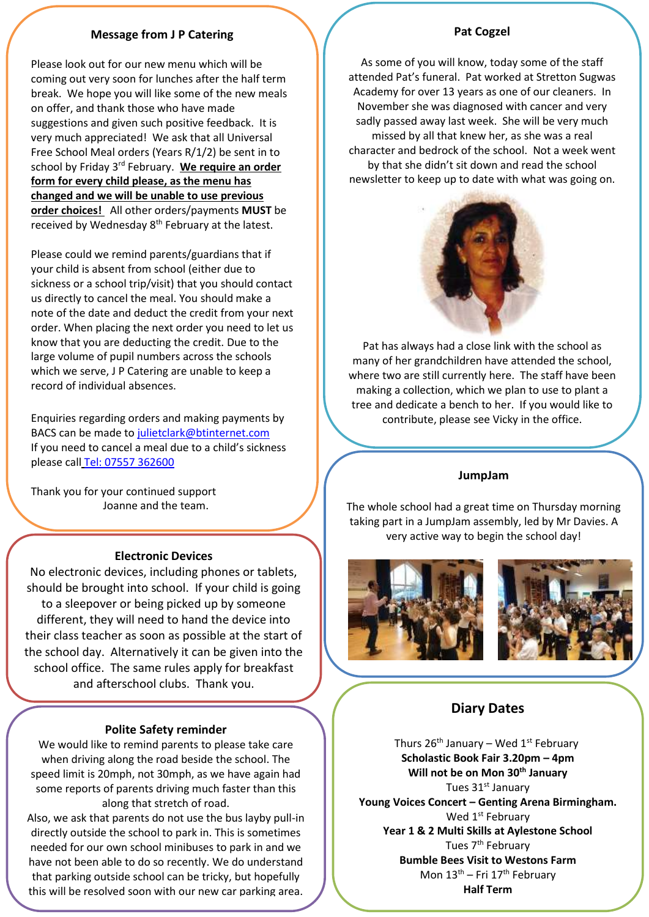## Message from J P Catering

Please look out for our new menu which will be coming out very soon for lunches after the half term break. We hope you will like some of the new meals on offer, and thank those who have made suggestions and given such positive feedback. It is very much appreciated! We ask that all Universal Free School Meal orders (Years R/1/2) be sent in to school by Friday 3rd February. **We require an order form for every child please, as the menu has changed and we will be unable to use previous order choices!** All other orders/payments **MUST** be received by Wednesday 8th February at the latest.

Please could we remind parents/guardians that if your child is absent from school (either due to sickness or a school trip/visit) that you should contact us directly to cancel the meal. You should make a note of the date and deduct the credit from your next order. When placing the next order you need to let us know that you are deducting the credit. Due to the large volume of pupil numbers across the schools which we serve, J P Catering are unable to keep a record of individual absences.

Enquiries regarding orders and making payments by BACS can be made to julietclark@btinternet.com
If you need to cancel a meal due to a child's sickness please call Tel: 07557 362600

Thank you for your continued support
Joanne and the team.

## Pat Cogzel

As some of you will know, today some of the staff attended Pat's funeral. Pat worked at Stretton Sugwas Academy for over 13 years as one of our cleaners. In November she was diagnosed with cancer and very sadly passed away last week. She will be very much missed by all that knew her, as she was a real character and bedrock of the school. Not a week went by that she didn't sit down and read the school newsletter to keep up to date with what was going on.

Pat has always had a close link with the school as many of her grandchildren have attended the school, where two are still currently here. The staff have been making a collection, which we plan to use to plant a tree and dedicate a bench to her. If you would like to contribute, please see Vicky in the office.

## JumpJam

The whole school had a great time on Thursday morning taking part in a JumpJam assembly, led by Mr Davies. A very active way to begin the school day!

## Electronic Devices

No electronic devices, including phones or tablets, should be brought into school. If your child is going to a sleepover or being picked up by someone different, they will need to hand the device into their class teacher as soon as possible at the start of the school day. Alternatively it can be given into the school office. The same rules apply for breakfast and afterschool clubs. Thank you.

## Polite Safety reminder

We would like to remind parents to please take care when driving along the road beside the school. The speed limit is 20mph, not 30mph, as we have again had some reports of parents driving much faster than this along that stretch of road.

Also, we ask that parents do not use the bus layby pull-in directly outside the school to park in. This is sometimes needed for our own school minibuses to park in and we have not been able to do so recently. We do understand that parking outside school can be tricky, but hopefully this will be resolved soon with our new car parking area.

## Diary Dates

Thurs 26th January – Wed 1st February
**Scholastic Book Fair 3.20pm – 4pm**
**Will not be on Mon 30th January**

Tues 31st January
**Young Voices Concert – Genting Arena Birmingham.**

Wed 1st February
**Year 1 & 2 Multi Skills at Aylestone School**

Tues 7th February
**Bumble Bees Visit to Westons Farm**

Mon 13th – Fri 17th February
**Half Term**